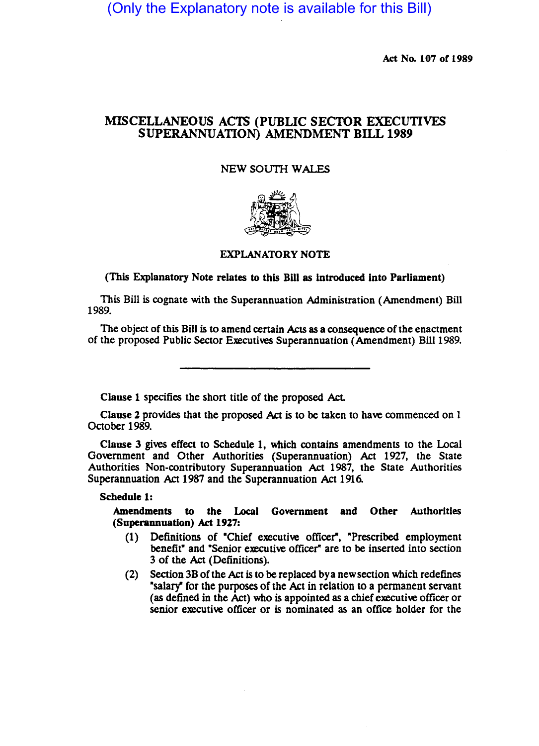(Only the Explanatory note is available for this Bill)

Act No. 107 of 1989

# MISCELLANEOUS ACTS (PUBLIC SECTOR EXECUTIVES SUPERANNUATION) AMENDMENT BILL 1989

NEW SOUTH WALES

## EXPLANATORY NOTE

**(This Explanatory Note relates to this Bill as introduced into Parliament)**

This Bill is cognate with the Superannuation Administration (Amendment) Bill 1989.

The object of this Bill is to amend certain Acts as a consequence of the enactment of the proposed Public Sector Executives Superannuation (Amendment) Bill 1989.

---

**Clause 1** specifies the short title of the proposed Act.

**Clause 2** provides that the proposed Act is to be taken to have commenced on 1 October 1989.

**Clause 3** gives effect to Schedule 1, which contains amendments to the Local Government and Other Authorities (Superannuation) Act 1927, the State Authorities Non-contributory Superannuation Act 1987, the State Authorities Superannuation Act 1987 and the Superannuation Act 1916.

**Schedule 1:**

**Amendments to the Local Government and Other Authorities (Superannuation) Act 1927:**

(1) Definitions of "Chief executive officer", "Prescribed employment benefit" and "Senior executive officer" are to be inserted into section 3 of the Act (Definitions).

(2) Section 3B of the Act is to be replaced by a new section which redefines "salary" for the purposes of the Act in relation to a permanent servant (as defined in the Act) who is appointed as a chief executive officer or senior executive officer or is nominated as an office holder for the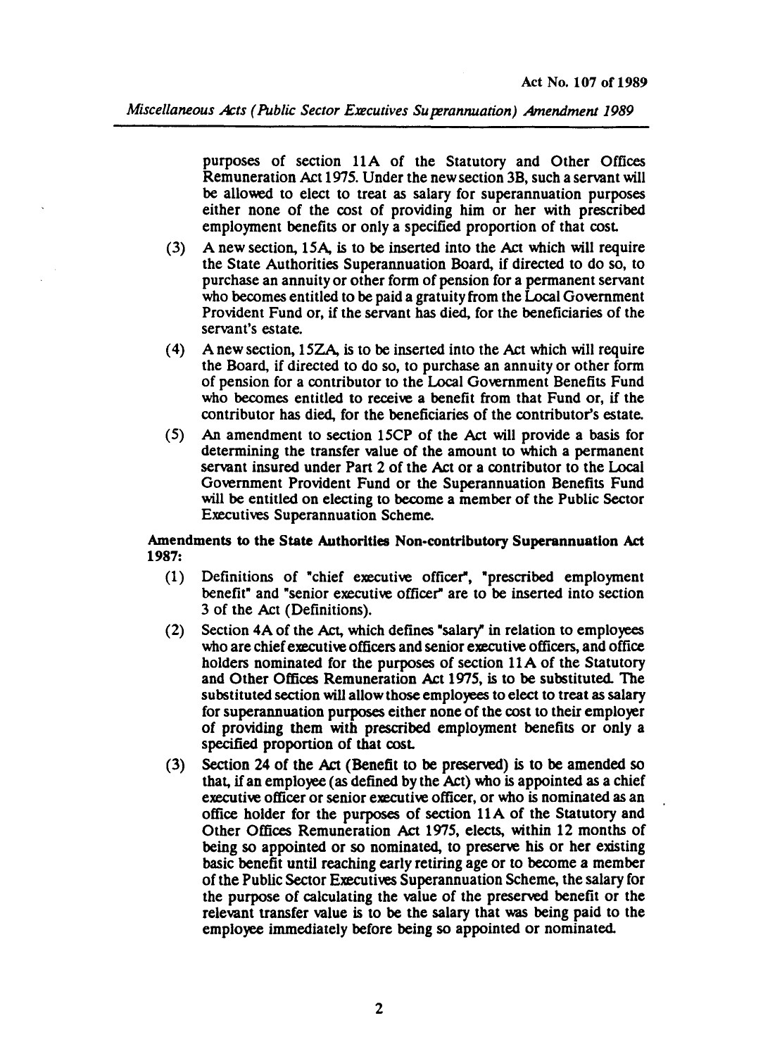purposes of section 11A of the Statutory and Other Offices Remuneration Act 1975. Under the new section 3B, such a servant will be allowed to elect to treat as salary for superannuation purposes either none of the cost of providing him or her with prescribed employment benefits or only a specified proportion of that cost.

(3) A new section, 15A, is to be inserted into the Act which will require the State Authorities Superannuation Board, if directed to do so, to purchase an annuity or other form of pension for a permanent servant who becomes entitled to be paid a gratuity from the Local Government Provident Fund or, if the servant has died, for the beneficiaries of the servant's estate.

(4) A new section, 15ZA, is to be inserted into the Act which will require the Board, if directed to do so, to purchase an annuity or other form of pension for a contributor to the Local Government Benefits Fund who becomes entitled to receive a benefit from that Fund or, if the contributor has died, for the beneficiaries of the contributor's estate.

(5) An amendment to section 15CP of the Act will provide a basis for determining the transfer value of the amount to which a permanent servant insured under Part 2 of the Act or a contributor to the Local Government Provident Fund or the Superannuation Benefits Fund will be entitled on electing to become a member of the Public Sector Executives Superannuation Scheme.

**Amendments to the State Authorities Non-contributory Superannuation Act 1987:**

(1) Definitions of "chief executive officer", "prescribed employment benefit" and "senior executive officer" are to be inserted into section 3 of the Act (Definitions).

(2) Section 4A of the Act, which defines "salary" in relation to employees who are chief executive officers and senior executive officers, and office holders nominated for the purposes of section 11A of the Statutory and Other Offices Remuneration Act 1975, is to be substituted. The substituted section will allow those employees to elect to treat as salary for superannuation purposes either none of the cost to their employer of providing them with prescribed employment benefits or only a specified proportion of that cost.

(3) Section 24 of the Act (Benefit to be preserved) is to be amended so that, if an employee (as defined by the Act) who is appointed as a chief executive officer or senior executive officer, or who is nominated as an office holder for the purposes of section 11A of the Statutory and Other Offices Remuneration Act 1975, elects, within 12 months of being so appointed or so nominated, to preserve his or her existing basic benefit until reaching early retiring age or to become a member of the Public Sector Executives Superannuation Scheme, the salary for the purpose of calculating the value of the preserved benefit or the relevant transfer value is to be the salary that was being paid to the employee immediately before being so appointed or nominated.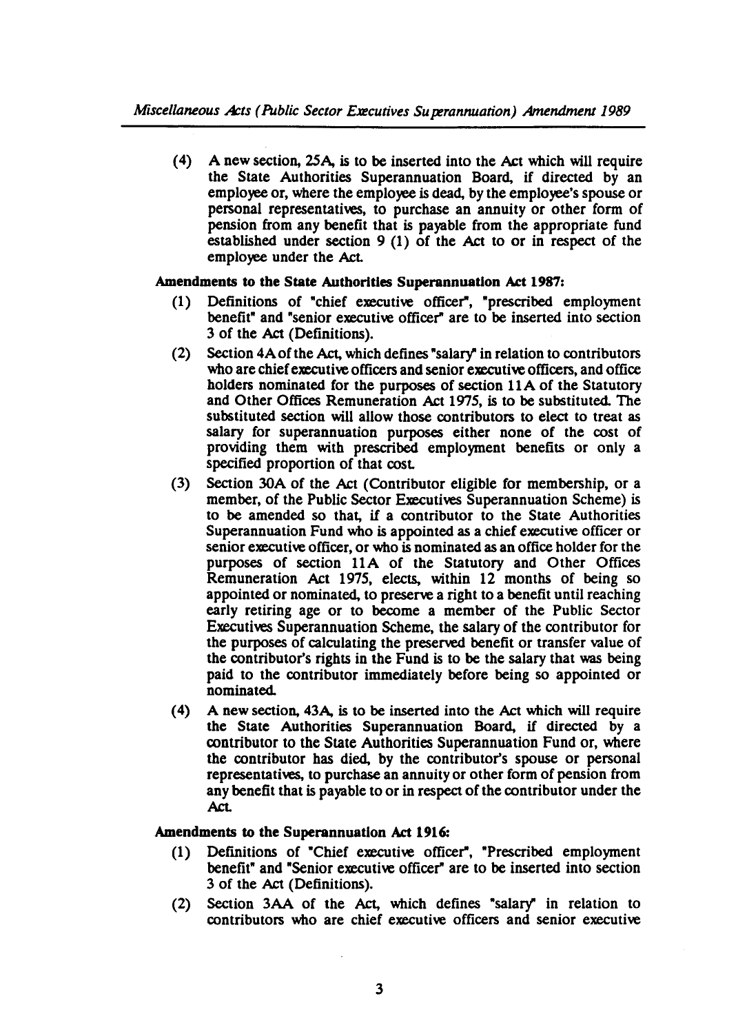(4) A new section, 25A, is to be inserted into the Act which will require the State Authorities Superannuation Board, if directed by an employee or, where the employee is dead, by the employee's spouse or personal representatives, to purchase an annuity or other form of pension from any benefit that is payable from the appropriate fund established under section 9 (1) of the Act to or in respect of the employee under the Act.

**Amendments to the State Authorities Superannuation Act 1987:**

(1) Definitions of "chief executive officer", "prescribed employment benefit" and "senior executive officer" are to be inserted into section 3 of the Act (Definitions).

(2) Section 4A of the Act, which defines "salary" in relation to contributors who are chief executive officers and senior executive officers, and office holders nominated for the purposes of section 11A of the Statutory and Other Offices Remuneration Act 1975, is to be substituted. The substituted section will allow those contributors to elect to treat as salary for superannuation purposes either none of the cost of providing them with prescribed employment benefits or only a specified proportion of that cost.

(3) Section 30A of the Act (Contributor eligible for membership, or a member, of the Public Sector Executives Superannuation Scheme) is to be amended so that, if a contributor to the State Authorities Superannuation Fund who is appointed as a chief executive officer or senior executive officer, or who is nominated as an office holder for the purposes of section 11A of the Statutory and Other Offices Remuneration Act 1975, elects, within 12 months of being so appointed or nominated, to preserve a right to a benefit until reaching early retiring age or to become a member of the Public Sector Executives Superannuation Scheme, the salary of the contributor for the purposes of calculating the preserved benefit or transfer value of the contributor's rights in the Fund is to be the salary that was being paid to the contributor immediately before being so appointed or nominated.

(4) A new section, 43A, is to be inserted into the Act which will require the State Authorities Superannuation Board, if directed by a contributor to the State Authorities Superannuation Fund or, where the contributor has died, by the contributor's spouse or personal representatives, to purchase an annuity or other form of pension from any benefit that is payable to or in respect of the contributor under the Act.

**Amendments to the Superannuation Act 1916:**

(1) Definitions of "Chief executive officer", "Prescribed employment benefit" and "Senior executive officer" are to be inserted into section 3 of the Act (Definitions).

(2) Section 3AA of the Act, which defines "salary" in relation to contributors who are chief executive officers and senior executive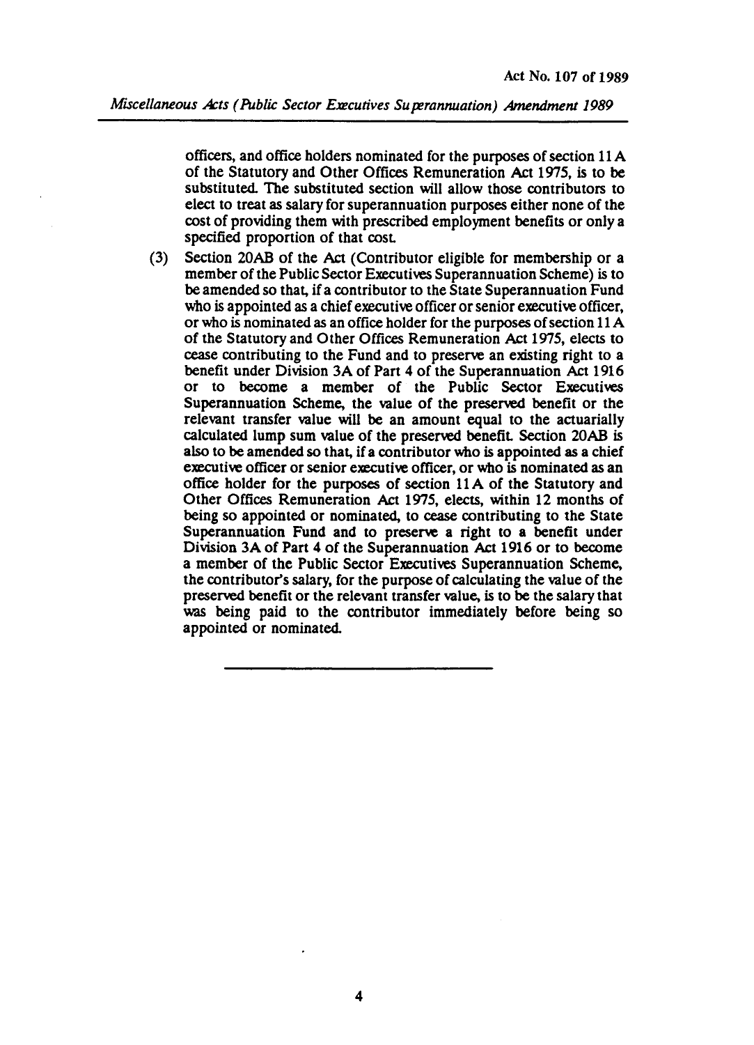officers, and office holders nominated for the purposes of section 11A of the Statutory and Other Offices Remuneration Act 1975, is to be substituted. The substituted section will allow those contributors to elect to treat as salary for superannuation purposes either none of the cost of providing them with prescribed employment benefits or only a specified proportion of that cost.

(3) Section 20AB of the Act (Contributor eligible for membership or a member of the Public Sector Executives Superannuation Scheme) is to be amended so that, if a contributor to the State Superannuation Fund who is appointed as a chief executive officer or senior executive officer, or who is nominated as an office holder for the purposes of section 11A of the Statutory and Other Offices Remuneration Act 1975, elects to cease contributing to the Fund and to preserve an existing right to a benefit under Division 3A of Part 4 of the Superannuation Act 1916 or to become a member of the Public Sector Executives Superannuation Scheme, the value of the preserved benefit or the relevant transfer value will be an amount equal to the actuarially calculated lump sum value of the preserved benefit. Section 20AB is also to be amended so that, if a contributor who is appointed as a chief executive officer or senior executive officer, or who is nominated as an office holder for the purposes of section 11A of the Statutory and Other Offices Remuneration Act 1975, elects, within 12 months of being so appointed or nominated, to cease contributing to the State Superannuation Fund and to preserve a right to a benefit under Division 3A of Part 4 of the Superannuation Act 1916 or to become a member of the Public Sector Executives Superannuation Scheme, the contributor's salary, for the purpose of calculating the value of the preserved benefit or the relevant transfer value, is to be the salary that was being paid to the contributor immediately before being so appointed or nominated.